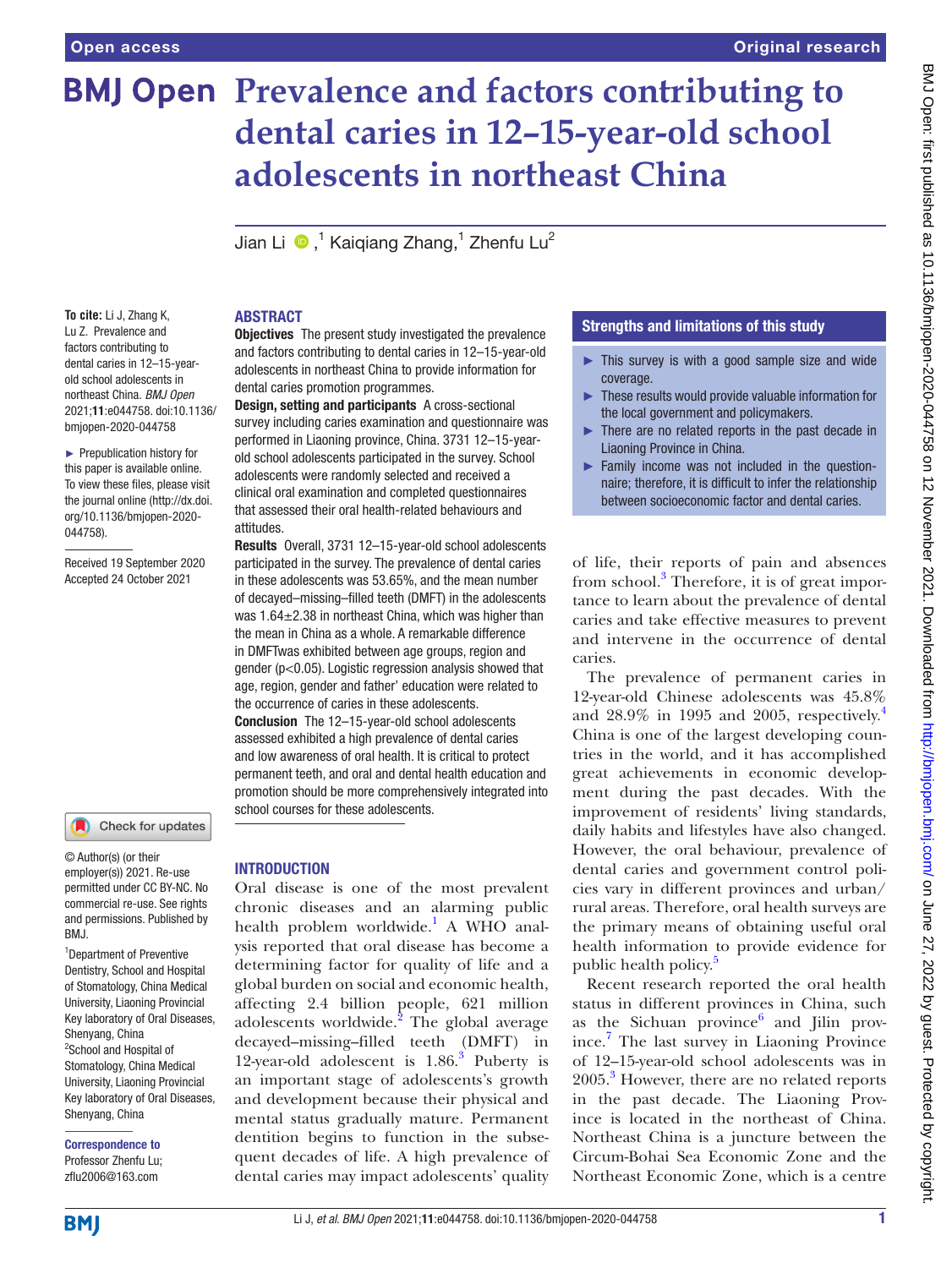Open access

Original research

# Prevalence and factors contributing to dental caries in 12–15-year-old school adolescents in northeast China

Jian Li [1], Kaiqiang Zhang [1], Zhenfu Lu [2]

**To cite:** Li J, Zhang K, Lu Z. Prevalence and factors contributing to dental caries in 12–15-year-old school adolescents in northeast China. *BMJ Open* 2021;**11**:e044758. doi:10.1136/bmjopen-2020-044758

► Prepublication history for this paper is available online. To view these files, please visit the journal online (http://dx.doi.org/10.1136/bmjopen-2020-044758).

Received 19 September 2020
Accepted 24 October 2021

© Author(s) (or their employer(s)) 2021. Re-use permitted under CC BY-NC. No commercial re-use. See rights and permissions. Published by BMJ.

[1] Department of Preventive Dentistry, School and Hospital of Stomatology, China Medical University, Liaoning Provincial Key laboratory of Oral Diseases, Shenyang, China
[2] School and Hospital of Stomatology, China Medical University, Liaoning Provincial Key laboratory of Oral Diseases, Shenyang, China

**Correspondence to**
Professor Zhenfu Lu;
zflu2006@163.com

## ABSTRACT

**Objectives** The present study investigated the prevalence and factors contributing to dental caries in 12–15-year-old adolescents in northeast China to provide information for dental caries promotion programmes.

**Design, setting and participants** A cross-sectional survey including caries examination and questionnaire was performed in Liaoning province, China. 3731 12–15-year-old school adolescents participated in the survey. School adolescents were randomly selected and received a clinical oral examination and completed questionnaires that assessed their oral health-related behaviours and attitudes.

**Results** Overall, 3731 12–15-year-old school adolescents participated in the survey. The prevalence of dental caries in these adolescents was 53.65%, and the mean number of decayed–missing–filled teeth (DMFT) in the adolescents was 1.64±2.38 in northeast China, which was higher than the mean in China as a whole. A remarkable difference in DMFTwas exhibited between age groups, region and gender ($p<0.05$). Logistic regression analysis showed that age, region, gender and father' education were related to the occurrence of caries in these adolescents.

**Conclusion** The 12–15-year-old school adolescents assessed exhibited a high prevalence of dental caries and low awareness of oral health. It is critical to protect permanent teeth, and oral and dental health education and promotion should be more comprehensively integrated into school courses for these adolescents.

## Strengths and limitations of this study

- ► This survey is with a good sample size and wide coverage.
- ► These results would provide valuable information for the local government and policymakers.
- ► There are no related reports in the past decade in Liaoning Province in China.
- ► Family income was not included in the questionnaire; therefore, it is difficult to infer the relationship between socioeconomic factor and dental caries.

## INTRODUCTION

Oral disease is one of the most prevalent chronic diseases and an alarming public health problem worldwide.[1] A WHO analysis reported that oral disease has become a determining factor for quality of life and a global burden on social and economic health, affecting 2.4 billion people, 621 million adolescents worldwide.[2] The global average decayed–missing–filled teeth (DMFT) in 12-year-old adolescent is 1.86.[3] Puberty is an important stage of adolescents's growth and development because their physical and mental status gradually mature. Permanent dentition begins to function in the subsequent decades of life. A high prevalence of dental caries may impact adolescents' quality of life, their reports of pain and absences from school.[3] Therefore, it is of great importance to learn about the prevalence of dental caries and take effective measures to prevent and intervene in the occurrence of dental caries.

The prevalence of permanent caries in 12-year-old Chinese adolescents was 45.8% and 28.9% in 1995 and 2005, respectively.[4] China is one of the largest developing countries in the world, and it has accomplished great achievements in economic development during the past decades. With the improvement of residents' living standards, daily habits and lifestyles have also changed. However, the oral behaviour, prevalence of dental caries and government control policies vary in different provinces and urban/rural areas. Therefore, oral health surveys are the primary means of obtaining useful oral health information to provide evidence for public health policy.[5]

Recent research reported the oral health status in different provinces in China, such as the Sichuan province[6] and Jilin province.[7] The last survey in Liaoning Province of 12–15-year-old school adolescents was in 2005.[3] However, there are no related reports in the past decade. The Liaoning Province is located in the northeast of China. Northeast China is a juncture between the Circum-Bohai Sea Economic Zone and the Northeast Economic Zone, which is a centre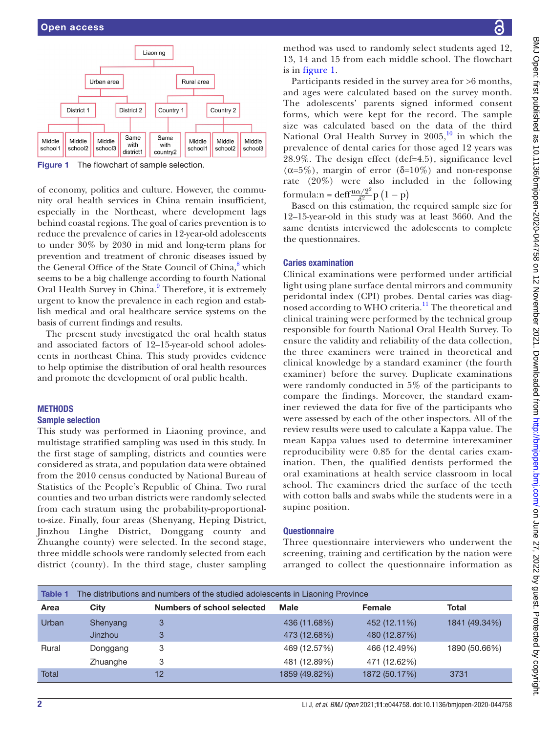Figure 1 The flowchart of sample selection.

of economy, politics and culture. However, the community oral health services in China remain insufficient, especially in the Northeast, where development lags behind coastal regions. The goal of caries prevention is to reduce the prevalence of caries in 12-year-old adolescents to under 30% by 2030 in mid and long-term plans for prevention and treatment of chronic diseases issued by the General Office of the State Council of China,[8] which seems to be a big challenge according to fourth National Oral Health Survey in China.[9] Therefore, it is extremely urgent to know the prevalence in each region and establish medical and oral healthcare service systems on the basis of current findings and results.

The present study investigated the oral health status and associated factors of 12–15-year-old school adolescents in northeast China. This study provides evidence to help optimise the distribution of oral health resources and promote the development of oral public health.

## METHODS

### Sample selection

This study was performed in Liaoning province, and multistage stratified sampling was used in this study. In the first stage of sampling, districts and counties were considered as strata, and population data were obtained from the 2010 census conducted by National Bureau of Statistics of the People's Republic of China. Two rural counties and two urban districts were randomly selected from each stratum using the probability-proportional-to-size. Finally, four areas (Shenyang, Heping District, Jinzhou Linghe District, Donggang county and Zhuanghe county) were selected. In the second stage, three middle schools were randomly selected from each district (county). In the third stage, cluster sampling method was used to randomly select students aged 12, 13, 14 and 15 from each middle school. The flowchart is in figure 1.

Participants resided in the survey area for >6 months, and ages were calculated based on the survey month. The adolescents' parents signed informed consent forms, which were kept for the record. The sample size was calculated based on the data of the third National Oral Health Survey in 2005,[10] in which the prevalence of dental caries for those aged 12 years was 28.9%. The design effect (def=4.5), significance level (α=5%), margin of error (δ=10%) and non-response rate (20%) were also included in the following formula:$n = deff\frac{u\alpha/2^2}{\delta^2}p\left(1-p\right)$

Based on this estimation, the required sample size for 12–15-year-old in this study was at least 3660. And the same dentists interviewed the adolescents to complete the questionnaires.

### Caries examination

Clinical examinations were performed under artificial light using plane surface dental mirrors and community peridontal index (CPI) probes. Dental caries was diagnosed according to WHO criteria.[11] The theoretical and clinical training were performed by the technical group responsible for fourth National Oral Health Survey. To ensure the validity and reliability of the data collection, the three examiners were trained in theoretical and clinical knowledge by a standard examiner (the fourth examiner) before the survey. Duplicate examinations were randomly conducted in 5% of the participants to compare the findings. Moreover, the standard examiner reviewed the data for five of the participants who were assessed by each of the other inspectors. All of the review results were used to calculate a Kappa value. The mean Kappa values used to determine interexaminer reproducibility were 0.85 for the dental caries examination. Then, the qualified dentists performed the oral examinations at health service classroom in local school. The examiners dried the surface of the teeth with cotton balls and swabs while the students were in a supine position.

### Questionnaire

Three questionnaire interviewers who underwent the screening, training and certification by the nation were arranged to collect the questionnaire information as

Table 1 The distributions and numbers of the studied adolescents in Liaoning Province

| Area | City | Numbers of school selected | Male | Female | Total |
|---|---|---|---|---|---|
| Urban | Shenyang | 3 | 436 (11.68%) | 452 (12.11%) | 1841 (49.34%) |
| | Jinzhou | 3 | 473 (12.68%) | 480 (12.87%) | |
| Rural | Donggang | 3 | 469 (12.57%) | 466 (12.49%) | 1890 (50.66%) |
| | Zhuanghe | 3 | 481 (12.89%) | 471 (12.62%) | |
| Total | | 12 | 1859 (49.82%) | 1872 (50.17%) | 3731 |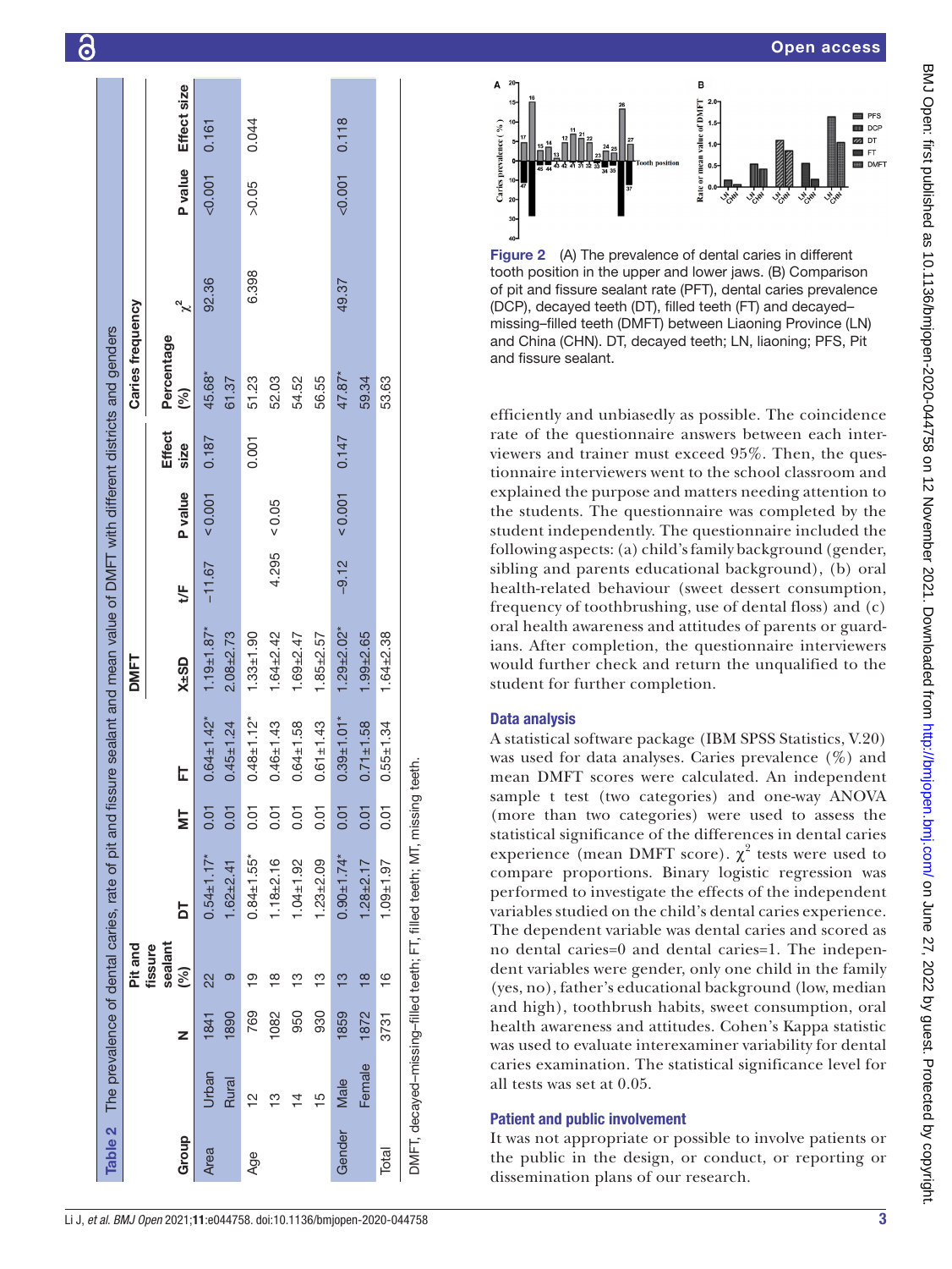**Table 2** The prevalence of dental caries, rate of pit and fissure sealant and mean value of DMFT with different districts and genders

| Group | | N | Pit and fissure sealant (%) | DMFT | | | | | | | Caries frequency | | |
|---|---|---|---|---|---|---|---|---|---|---|---|---|---|
| | | | | DT | MT | FT | X±SD | t/F | P value | Effect size | Percentage (%) | $\chi^2$ | P value | Effect size |
| Area | Urban | 1841 | 22 | 0.54±1.17* | 0.01 | 0.64±1.42* | 1.19±1.87* | −11.67 | < 0.001 | 0.187 | 45.68* | 92.36 | <0.001 | 0.161 |
| | Rural | 1890 | 9 | 1.62±2.41 | 0.01 | 0.45±1.24 | 2.08±2.73 | | | | 61.37 | | | |
| Age | 12 | 769 | 19 | 0.84±1.55* | 0.01 | 0.48±1.12* | 1.33±1.90 | | | 0.001 | 51.23 | 6.398 | >0.05 | 0.044 |
| | 13 | 1082 | 18 | 1.18±2.16 | 0.01 | 0.46±1.43 | 1.64±2.42 | 4.295 | < 0.05 | | 52.03 | | | |
| | 14 | 950 | 13 | 1.04±1.92 | 0.01 | 0.64±1.58 | 1.69±2.47 | | | | 54.52 | | | |
| | 15 | 930 | 13 | 1.23±2.09 | 0.01 | 0.61±1.43 | 1.85±2.57 | | | | 56.55 | | | |
| Gender | Male | 1859 | 13 | 0.90±1.74* | 0.01 | 0.39±1.01* | 1.29±2.02* | −9.12 | < 0.001 | 0.147 | 47.87* | 49.37 | <0.001 | 0.118 |
| | Female | 1872 | 18 | 1.28±2.17 | 0.01 | 0.71±1.58 | 1.99±2.65 | | | | 59.34 | | | |
| Total | | 3731 | 16 | 1.09±1.97 | 0.01 | 0.55±1.34 | 1.64±2.38 | | | | 53.63 | | | |

DMFT, decayed–missing–filled teeth; FT, filled teeth; MT, missing teeth.

**Figure 2** (A) The prevalence of dental caries in different tooth position in the upper and lower jaws. (B) Comparison of pit and fissure sealant rate (PFT), dental caries prevalence (DCP), decayed teeth (DT), filled teeth (FT) and decayed–missing–filled teeth (DMFT) between Liaoning Province (LN) and China (CHN). DT, decayed teeth; LN, liaoning; PFS, Pit and fissure sealant.

efficiently and unbiasedly as possible. The coincidence rate of the questionnaire answers between each interviewers and trainer must exceed 95%. Then, the questionnaire interviewers went to the school classroom and explained the purpose and matters needing attention to the students. The questionnaire was completed by the student independently. The questionnaire included the following aspects: (a) child's family background (gender, sibling and parents educational background), (b) oral health-related behaviour (sweet dessert consumption, frequency of toothbrushing, use of dental floss) and (c) oral health awareness and attitudes of parents or guardians. After completion, the questionnaire interviewers would further check and return the unqualified to the student for further completion.

## Data analysis

A statistical software package (IBM SPSS Statistics, V.20) was used for data analyses. Caries prevalence (%) and mean DMFT scores were calculated. An independent sample t test (two categories) and one-way ANOVA (more than two categories) were used to assess the statistical significance of the differences in dental caries experience (mean DMFT score). $\chi^2$ tests were used to compare proportions. Binary logistic regression was performed to investigate the effects of the independent variables studied on the child's dental caries experience. The dependent variable was dental caries and scored as no dental caries=0 and dental caries=1. The independent variables were gender, only one child in the family (yes, no), father's educational background (low, median and high), toothbrush habits, sweet consumption, oral health awareness and attitudes. Cohen's Kappa statistic was used to evaluate interexaminer variability for dental caries examination. The statistical significance level for all tests was set at 0.05.

## Patient and public involvement

It was not appropriate or possible to involve patients or the public in the design, or conduct, or reporting or dissemination plans of our research.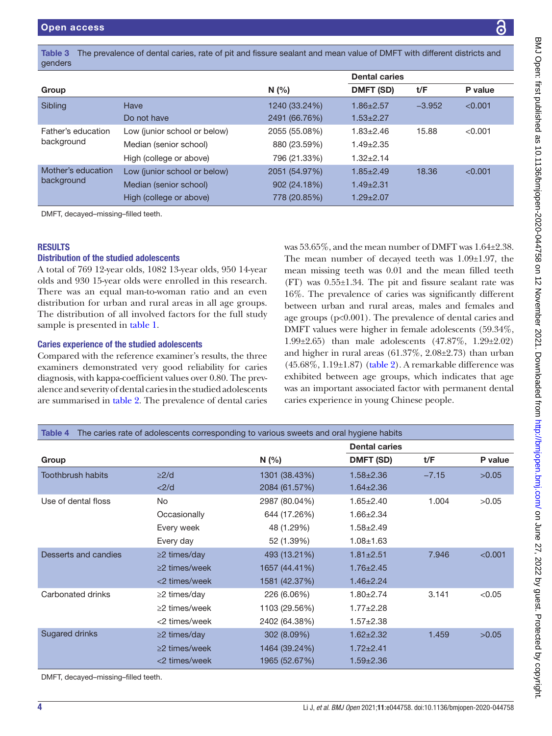**Table 3** The prevalence of dental caries, rate of pit and fissure sealant and mean value of DMFT with different districts and genders

| Group | | N (%) | Dental caries | | |
|---|---|---|---|---|---|
| | | | DMFT (SD) | t/F | P value |
| Sibling | Have | 1240 (33.24%) | 1.86±2.57 | −3.952 | <0.001 |
| | Do not have | 2491 (66.76%) | 1.53±2.27 | | |
| Father's education background | Low (junior school or below) | 2055 (55.08%) | 1.83±2.46 | 15.88 | <0.001 |
| | Median (senior school) | 880 (23.59%) | 1.49±2.35 | | |
| | High (college or above) | 796 (21.33%) | 1.32±2.14 | | |
| Mother's education background | Low (junior school or below) | 2051 (54.97%) | 1.85±2.49 | 18.36 | <0.001 |
| | Median (senior school) | 902 (24.18%) | 1.49±2.31 | | |
| | High (college or above) | 778 (20.85%) | 1.29±2.07 | | |

DMFT, decayed–missing–filled teeth.

## RESULTS

### Distribution of the studied adolescents

A total of 769 12-year olds, 1082 13-year olds, 950 14-year olds and 930 15-year olds were enrolled in this research. There was an equal man-to-woman ratio and an even distribution for urban and rural areas in all age groups. The distribution of all involved factors for the full study sample is presented in table 1.

### Caries experience of the studied adolescents

Compared with the reference examiner's results, the three examiners demonstrated very good reliability for caries diagnosis, with kappa-coefficient values over 0.80. The prevalence and severity of dental caries in the studied adolescents are summarised in table 2. The prevalence of dental caries was 53.65%, and the mean number of DMFT was 1.64±2.38. The mean number of decayed teeth was 1.09±1.97, the mean missing teeth was 0.01 and the mean filled teeth (FT) was 0.55±1.34. The pit and fissure sealant rate was 16%. The prevalence of caries was significantly different between urban and rural areas, males and females and age groups (p<0.001). The prevalence of dental caries and DMFT values were higher in female adolescents (59.34%, 1.99±2.65) than male adolescents (47.87%, 1.29±2.02) and higher in rural areas (61.37%, 2.08±2.73) than urban (45.68%, 1.19±1.87) (table 2). A remarkable difference was exhibited between age groups, which indicates that age was an important associated factor with permanent dental caries experience in young Chinese people.

**Table 4** The caries rate of adolescents corresponding to various sweets and oral hygiene habits

| Group | | N (%) | Dental caries | | |
|---|---|---|---|---|---|
| | | | DMFT (SD) | t/F | P value |
| Toothbrush habits | ≥2/d | 1301 (38.43%) | 1.58±2.36 | −7.15 | >0.05 |
| | <2/d | 2084 (61.57%) | 1.64±2.36 | | |
| Use of dental floss | No | 2987 (80.04%) | 1.65±2.40 | 1.004 | >0.05 |
| | Occasionally | 644 (17.26%) | 1.66±2.34 | | |
| | Every week | 48 (1.29%) | 1.58±2.49 | | |
| | Every day | 52 (1.39%) | 1.08±1.63 | | |
| Desserts and candies | ≥2 times/day | 493 (13.21%) | 1.81±2.51 | 7.946 | <0.001 |
| | ≥2 times/week | 1657 (44.41%) | 1.76±2.45 | | |
| | <2 times/week | 1581 (42.37%) | 1.46±2.24 | | |
| Carbonated drinks | ≥2 times/day | 226 (6.06%) | 1.80±2.74 | 3.141 | <0.05 |
| | ≥2 times/week | 1103 (29.56%) | 1.77±2.28 | | |
| | <2 times/week | 2402 (64.38%) | 1.57±2.38 | | |
| Sugared drinks | ≥2 times/day | 302 (8.09%) | 1.62±2.32 | 1.459 | >0.05 |
| | ≥2 times/week | 1464 (39.24%) | 1.72±2.41 | | |
| | <2 times/week | 1965 (52.67%) | 1.59±2.36 | | |

DMFT, decayed–missing–filled teeth.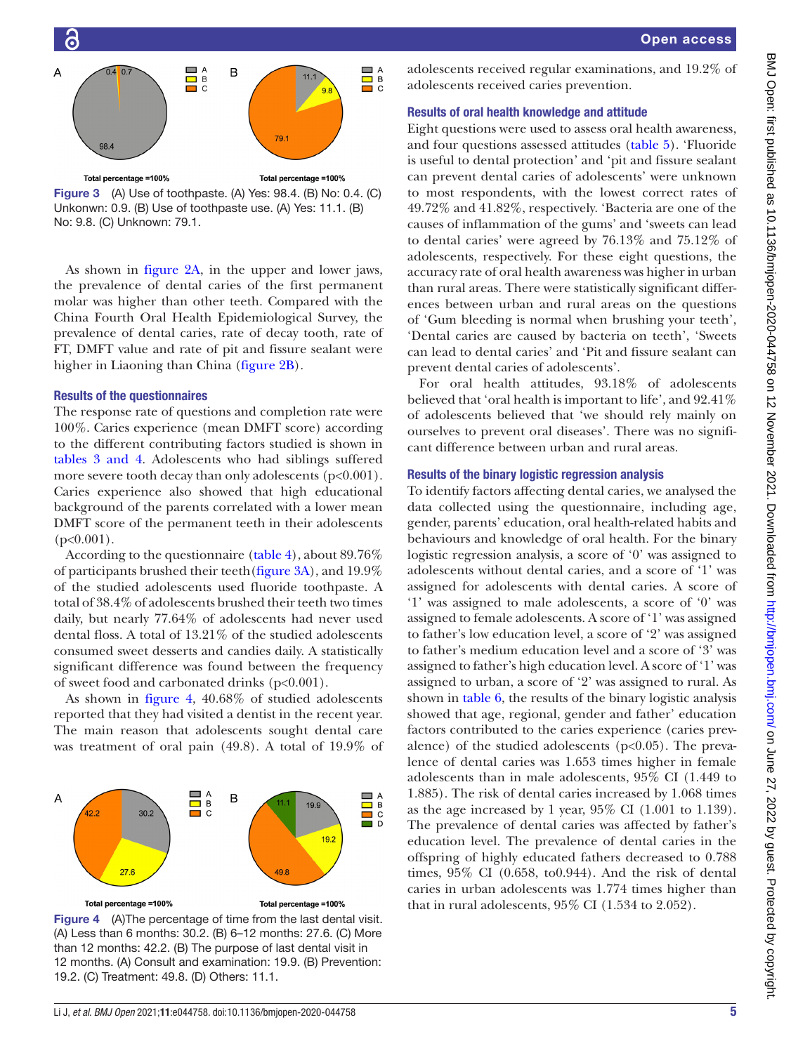Figure 3 (A) Use of toothpaste. (A) Yes: 98.4. (B) No: 0.4. (C) Unkonwn: 0.9. (B) Use of toothpaste use. (A) Yes: 11.1. (B) No: 9.8. (C) Unknown: 79.1.

As shown in figure 2A, in the upper and lower jaws, the prevalence of dental caries of the first permanent molar was higher than other teeth. Compared with the China Fourth Oral Health Epidemiological Survey, the prevalence of dental caries, rate of decay tooth, rate of FT, DMFT value and rate of pit and fissure sealant were higher in Liaoning than China (figure 2B).

### Results of the questionnaires

The response rate of questions and completion rate were 100%. Caries experience (mean DMFT score) according to the different contributing factors studied is shown in tables 3 and 4. Adolescents who had siblings suffered more severe tooth decay than only adolescents ($p<0.001$). Caries experience also showed that high educational background of the parents correlated with a lower mean DMFT score of the permanent teeth in their adolescents ($p<0.001$).

According to the questionnaire (table 4), about 89.76% of participants brushed their teeth (figure 3A), and 19.9% of the studied adolescents used fluoride toothpaste. A total of 38.4% of adolescents brushed their teeth two times daily, but nearly 77.64% of adolescents had never used dental floss. A total of 13.21% of the studied adolescents consumed sweet desserts and candies daily. A statistically significant difference was found between the frequency of sweet food and carbonated drinks ($p<0.001$).

As shown in figure 4, 40.68% of studied adolescents reported that they had visited a dentist in the recent year. The main reason that adolescents sought dental care was treatment of oral pain (49.8). A total of 19.9% of adolescents received regular examinations, and 19.2% of adolescents received caries prevention.

Figure 4 (A)The percentage of time from the last dental visit. (A) Less than 6 months: 30.2. (B) 6–12 months: 27.6. (C) More than 12 months: 42.2. (B) The purpose of last dental visit in 12 months. (A) Consult and examination: 19.9. (B) Prevention: 19.2. (C) Treatment: 49.8. (D) Others: 11.1.

### Results of oral health knowledge and attitude

Eight questions were used to assess oral health awareness, and four questions assessed attitudes (table 5). 'Fluoride is useful to dental protection' and 'pit and fissure sealant can prevent dental caries of adolescents' were unknown to most respondents, with the lowest correct rates of 49.72% and 41.82%, respectively. 'Bacteria are one of the causes of inflammation of the gums' and 'sweets can lead to dental caries' were agreed by 76.13% and 75.12% of adolescents, respectively. For these eight questions, the accuracy rate of oral health awareness was higher in urban than rural areas. There were statistically significant differences between urban and rural areas on the questions of 'Gum bleeding is normal when brushing your teeth', 'Dental caries are caused by bacteria on teeth', 'Sweets can lead to dental caries' and 'Pit and fissure sealant can prevent dental caries of adolescents'.

For oral health attitudes, 93.18% of adolescents believed that 'oral health is important to life', and 92.41% of adolescents believed that 'we should rely mainly on ourselves to prevent oral diseases'. There was no significant difference between urban and rural areas.

### Results of the binary logistic regression analysis

To identify factors affecting dental caries, we analysed the data collected using the questionnaire, including age, gender, parents' education, oral health-related habits and behaviours and knowledge of oral health. For the binary logistic regression analysis, a score of '0' was assigned to adolescents without dental caries, and a score of '1' was assigned for adolescents with dental caries. A score of '1' was assigned to male adolescents, a score of '0' was assigned to female adolescents. A score of '1' was assigned to father's low education level, a score of '2' was assigned to father's medium education level and a score of '3' was assigned to father's high education level. A score of '1' was assigned to urban, a score of '2' was assigned to rural. As shown in table 6, the results of the binary logistic analysis showed that age, regional, gender and father' education factors contributed to the caries experience (caries prevalence) of the studied adolescents ($p<0.05$). The prevalence of dental caries was 1.653 times higher in female adolescents than in male adolescents, 95% CI (1.449 to 1.885). The risk of dental caries increased by 1.068 times as the age increased by 1 year, 95% CI (1.001 to 1.139). The prevalence of dental caries was affected by father's education level. The prevalence of dental caries in the offspring of highly educated fathers decreased to 0.788 times, 95% CI (0.658, to0.944). And the risk of dental caries in urban adolescents was 1.774 times higher than that in rural adolescents, 95% CI (1.534 to 2.052).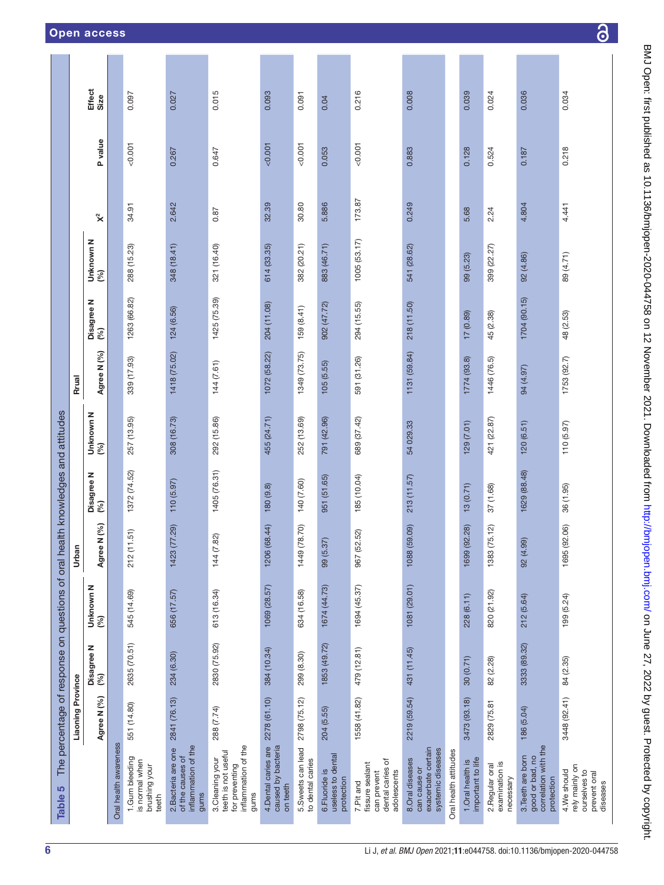**Table 5** The percentage of response on questions of oral health knowledges and attitudes

| | Liaoning Province | | | Urban | | | Rrual | | | | | |
|---|---|---|---|---|---|---|---|---|---|---|---|---|
| | Agree N (%) | Disagree N (%) | Unknown N (%) | Agree N (%) | Disagree N (%) | Unknown N (%) | Agree N (%) | Disagree N (%) | Unknown N (%) | $X^2$ | P value | Effect Size |
| Oral health awareness | | | | | | | | | | | | |
| 1.Gum bleeding is normal when brushing your teeth | 551 (14.80) | 2635 (70.51) | 545 (14.69) | 212 (11.51) | 1372 (74.52) | 257 (13.95) | 339 (17.93) | 1263 (66.82) | 288 (15.23) | 34.91 | <0.001 | 0.097 |
| 2.Bacteria are one of the causes of inflammation of the gums | 2841 (76.13) | 234 (6.30) | 656 (17.57) | 1423 (77.29) | 110 (5.97) | 308 (16.73) | 1418 (75.02) | 124 (6.56) | 348 (18.41) | 2.642 | 0.267 | 0.027 |
| 3.Cleaning your teeth is not useful for preventing inflammation of the gums | 288 (7.74) | 2830 (75.92) | 613 (16.34) | 144 (7.82) | 1405 (76.31) | 292 (15.86) | 144 (7.61) | 1425 (75.39) | 321 (16.40) | 0.87 | 0.647 | 0.015 |
| 4.Dental caries are caused by bacteria on teeth | 2278 (61.10) | 384 (10.34) | 1069 (28.57) | 1206 (68.44) | 180 (9.8) | 455 (24.71) | 1072 (58.22) | 204 (11.08) | 614 (33.35) | 32.39 | <0.001 | 0.093 |
| 5.Sweets can lead to dental caries | 2798 (75.12) | 299 (8.30) | 634 (16.58) | 1449 (78.70) | 140 (7.60) | 252 (13.69) | 1349 (73.75) | 159 (8.41) | 382 (20.21) | 30.80 | <0.001 | 0.091 |
| 6.Fluoride is useless to dental protection | 204 (5.55) | 1853 (49.72) | 1674 (44.73) | 99 (5.37) | 951 (51.65) | 791 (42.96) | 105 (5.55) | 902 (47.72) | 883 (46.71) | 5.886 | 0.053 | 0.04 |
| 7.Pit and fissure sealant can prevent dental caries of adolescents | 1558 (41.82) | 479 (12.81) | 1694 (45.37) | 967 (52.52) | 185 (10.04) | 689 (37.42) | 591 (31.26) | 294 (15.55) | 1005 (53.17) | 173.87 | <0.001 | 0.216 |
| 8.Oral diseases can cause or exacerbate certain systemic diseases | 2219 (59.54) | 431 (11.45) | 1081 (29.01) | 1088 (59.09) | 213 (11.57) | 54 029.33 | 1131 (59.84) | 218 (11.50) | 541 (28.62) | 0.249 | 0.883 | 0.008 |
| Oral health attitudes | | | | | | | | | | | | |
| 1.Oral health is important to life | 3473 (93.18) | 30 (0.71) | 228 (6.11) | 1699 (92.28) | 13 (0.71) | 129 (7.01) | 1774 (93.8) | 17 (0.89) | 99 (5.23) | 5.68 | 0.128 | 0.039 |
| 2.Regular oral examination is necessary | 2829 (75.81 | 82 (2.28) | 820 (21.92) | 1383 (75.12) | 37 (1.68) | 421 (22.87) | 1446 (76.5) | 45 (2.38) | 399 (22.27) | 2.24 | 0.524 | 0.024 |
| 3.Teeth are born good or bad, no correlation with the protection | 186 (5.04) | 3333 (89.32) | 212 (5.64) | 92 (4.99) | 1629 (88.48) | 120 (6.51) | 94 (4.97) | 1704 (90.15) | 92 (4.86) | 4.804 | 0.187 | 0.036 |
| 4.We should rely mainly on ourselves to prevent oral diseases | 3448 (92.41) | 84 (2.35) | 199 (5.24) | 1695 (92.06) | 36 (1.95) | 110 (5.97) | 1753 (92.7) | 48 (2.53) | 89 (4.71) | 4.441 | 0.218 | 0.034 |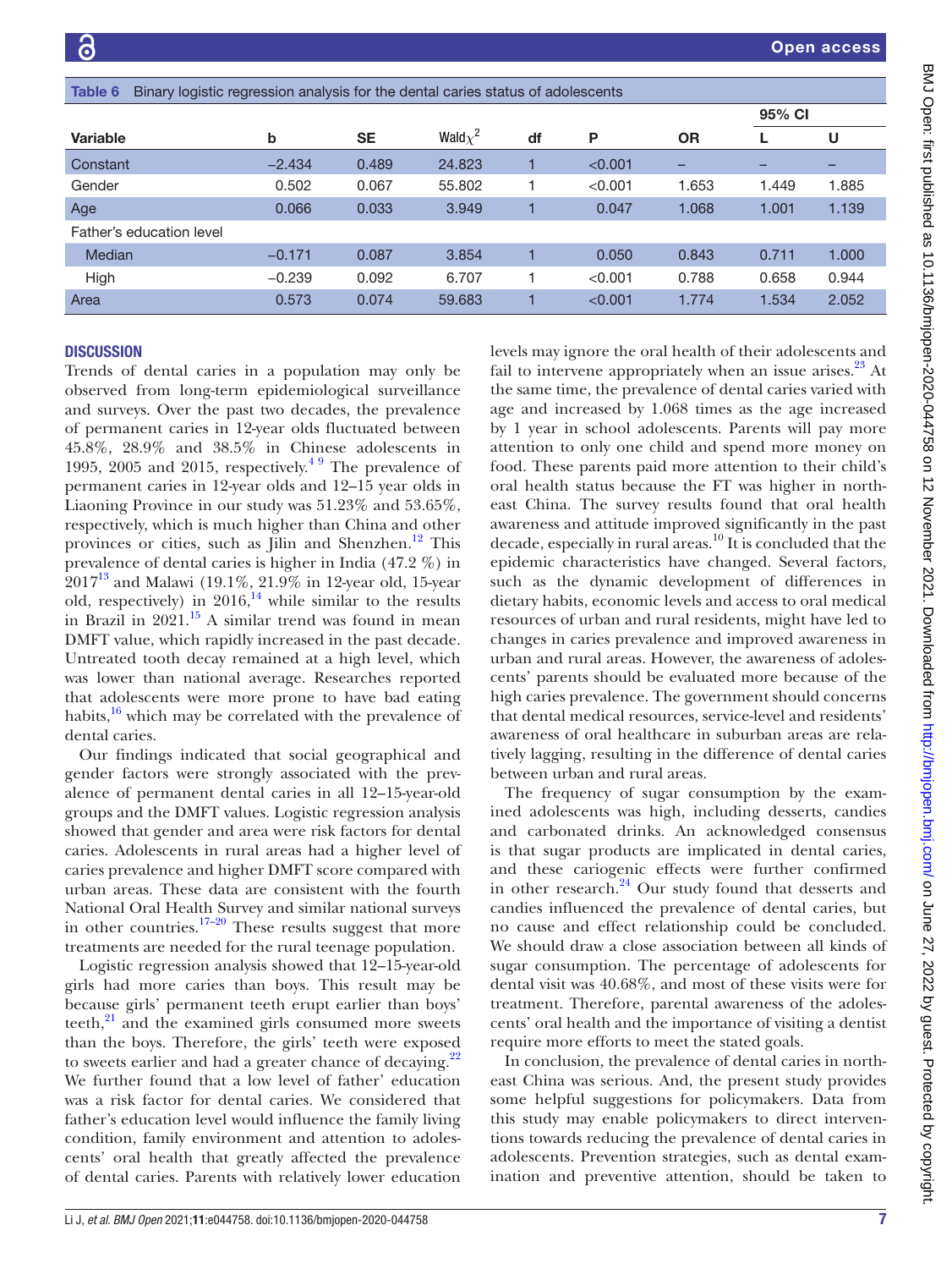Table 6 Binary logistic regression analysis for the dental caries status of adolescents

| Variable | b | SE | Wald $\chi^2$ | df | P | OR | 95% CI L | 95% CI U |
|---|---|---|---|---|---|---|---|---|
| Constant | −2.434 | 0.489 | 24.823 | 1 | <0.001 | – | – | – |
| Gender | 0.502 | 0.067 | 55.802 | 1 | <0.001 | 1.653 | 1.449 | 1.885 |
| Age | 0.066 | 0.033 | 3.949 | 1 | 0.047 | 1.068 | 1.001 | 1.139 |
| Father's education level | | | | | | | | |
| Median | −0.171 | 0.087 | 3.854 | 1 | 0.050 | 0.843 | 0.711 | 1.000 |
| High | −0.239 | 0.092 | 6.707 | 1 | <0.001 | 0.788 | 0.658 | 0.944 |
| Area | 0.573 | 0.074 | 59.683 | 1 | <0.001 | 1.774 | 1.534 | 2.052 |

## DISCUSSION

Trends of dental caries in a population may only be observed from long-term epidemiological surveillance and surveys. Over the past two decades, the prevalence of permanent caries in 12-year olds fluctuated between 45.8%, 28.9% and 38.5% in Chinese adolescents in 1995, 2005 and 2015, respectively.[4 9] The prevalence of permanent caries in 12-year olds and 12–15 year olds in Liaoning Province in our study was 51.23% and 53.65%, respectively, which is much higher than China and other provinces or cities, such as Jilin and Shenzhen.[12] This prevalence of dental caries is higher in India (47.2 %) in 2017[13] and Malawi (19.1%, 21.9% in 12-year old, 15-year old, respectively) in 2016,[14] while similar to the results in Brazil in 2021.[15] A similar trend was found in mean DMFT value, which rapidly increased in the past decade. Untreated tooth decay remained at a high level, which was lower than national average. Researches reported that adolescents were more prone to have bad eating habits,[16] which may be correlated with the prevalence of dental caries.

Our findings indicated that social geographical and gender factors were strongly associated with the prevalence of permanent dental caries in all 12–15-year-old groups and the DMFT values. Logistic regression analysis showed that gender and area were risk factors for dental caries. Adolescents in rural areas had a higher level of caries prevalence and higher DMFT score compared with urban areas. These data are consistent with the fourth National Oral Health Survey and similar national surveys in other countries.[17–20] These results suggest that more treatments are needed for the rural teenage population.

Logistic regression analysis showed that 12–15-year-old girls had more caries than boys. This result may be because girls' permanent teeth erupt earlier than boys' teeth,[21] and the examined girls consumed more sweets than the boys. Therefore, the girls' teeth were exposed to sweets earlier and had a greater chance of decaying.[22] We further found that a low level of father' education was a risk factor for dental caries. We considered that father's education level would influence the family living condition, family environment and attention to adolescents' oral health that greatly affected the prevalence of dental caries. Parents with relatively lower education levels may ignore the oral health of their adolescents and fail to intervene appropriately when an issue arises.[23] At the same time, the prevalence of dental caries varied with age and increased by 1.068 times as the age increased by 1 year in school adolescents. Parents will pay more attention to only one child and spend more money on food. These parents paid more attention to their child's oral health status because the FT was higher in northeast China. The survey results found that oral health awareness and attitude improved significantly in the past decade, especially in rural areas.[10] It is concluded that the epidemic characteristics have changed. Several factors, such as the dynamic development of differences in dietary habits, economic levels and access to oral medical resources of urban and rural residents, might have led to changes in caries prevalence and improved awareness in urban and rural areas. However, the awareness of adolescents' parents should be evaluated more because of the high caries prevalence. The government should concerns that dental medical resources, service-level and residents' awareness of oral healthcare in suburban areas are relatively lagging, resulting in the difference of dental caries between urban and rural areas.

The frequency of sugar consumption by the examined adolescents was high, including desserts, candies and carbonated drinks. An acknowledged consensus is that sugar products are implicated in dental caries, and these cariogenic effects were further confirmed in other research.[24] Our study found that desserts and candies influenced the prevalence of dental caries, but no cause and effect relationship could be concluded. We should draw a close association between all kinds of sugar consumption. The percentage of adolescents for dental visit was 40.68%, and most of these visits were for treatment. Therefore, parental awareness of the adolescents' oral health and the importance of visiting a dentist require more efforts to meet the stated goals.

In conclusion, the prevalence of dental caries in northeast China was serious. And, the present study provides some helpful suggestions for policymakers. Data from this study may enable policymakers to direct interventions towards reducing the prevalence of dental caries in adolescents. Prevention strategies, such as dental examination and preventive attention, should be taken to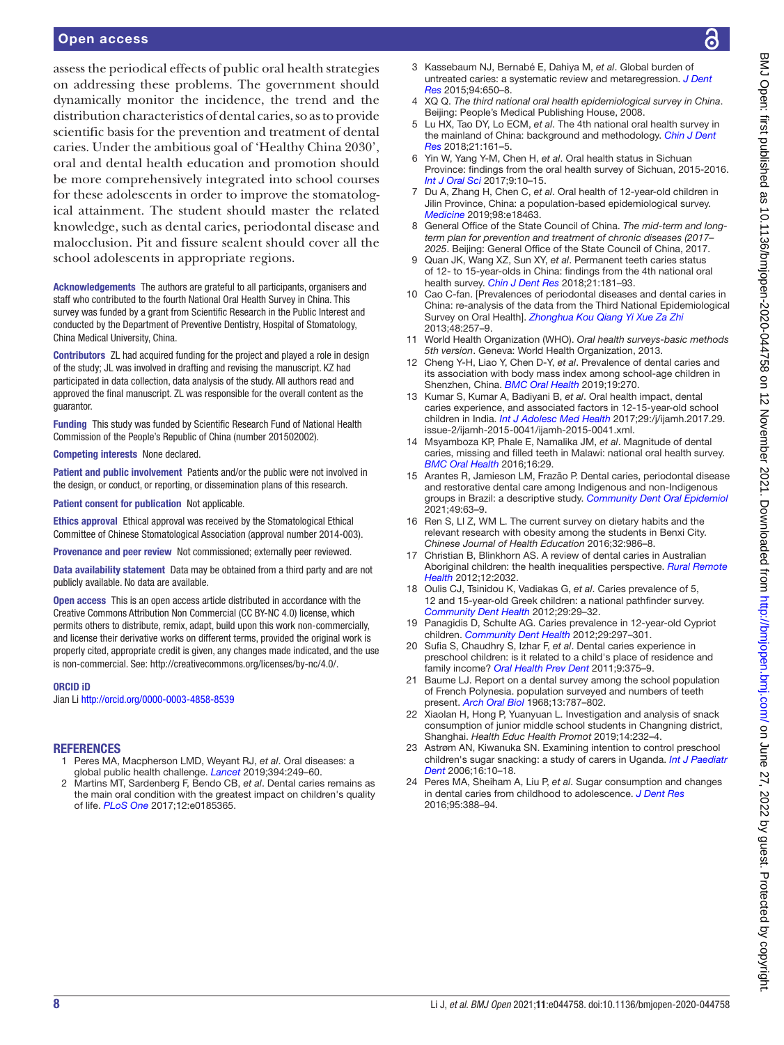assess the periodical effects of public oral health strategies on addressing these problems. The government should dynamically monitor the incidence, the trend and the distribution characteristics of dental caries, so as to provide scientific basis for the prevention and treatment of dental caries. Under the ambitious goal of 'Healthy China 2030', oral and dental health education and promotion should be more comprehensively integrated into school courses for these adolescents in order to improve the stomatological attainment. The student should master the related knowledge, such as dental caries, periodontal disease and malocclusion. Pit and fissure sealent should cover all the school adolescents in appropriate regions.

**Acknowledgements** The authors are grateful to all participants, organisers and staff who contributed to the fourth National Oral Health Survey in China. This survey was funded by a grant from Scientific Research in the Public Interest and conducted by the Department of Preventive Dentistry, Hospital of Stomatology, China Medical University, China.

**Contributors** ZL had acquired funding for the project and played a role in design of the study; JL was involved in drafting and revising the manuscript. KZ had participated in data collection, data analysis of the study. All authors read and approved the final manuscript. ZL was responsible for the overall content as the guarantor.

**Funding** This study was funded by Scientific Research Fund of National Health Commission of the People's Republic of China (number 201502002).

**Competing interests** None declared.

**Patient and public involvement** Patients and/or the public were not involved in the design, or conduct, or reporting, or dissemination plans of this research.

**Patient consent for publication** Not applicable.

**Ethics approval** Ethical approval was received by the Stomatological Ethical Committee of Chinese Stomatological Association (approval number 2014-003).

**Provenance and peer review** Not commissioned; externally peer reviewed.

**Data availability statement** Data may be obtained from a third party and are not publicly available. No data are available.

**Open access** This is an open access article distributed in accordance with the Creative Commons Attribution Non Commercial (CC BY-NC 4.0) license, which permits others to distribute, remix, adapt, build upon this work non-commercially, and license their derivative works on different terms, provided the original work is properly cited, appropriate credit is given, any changes made indicated, and the use is non-commercial. See: http://creativecommons.org/licenses/by-nc/4.0/.

**ORCID iD**

Jian Li http://orcid.org/0000-0003-4858-8539

## REFERENCES

1. Peres MA, Macpherson LMD, Weyant RJ, *et al*. Oral diseases: a global public health challenge. *Lancet* 2019;394:249–60.
2. Martins MT, Sardenberg F, Bendo CB, *et al*. Dental caries remains as the main oral condition with the greatest impact on children's quality of life. *PLoS One* 2017;12:e0185365.
3. Kassebaum NJ, Bernabé E, Dahiya M, *et al*. Global burden of untreated caries: a systematic review and metaregression. *J Dent Res* 2015;94:650–8.
4. XQ Q. *The third national oral health epidemiological survey in China*. Beijing: People's Medical Publishing House, 2008.
5. Lu HX, Tao DY, Lo ECM, *et al*. The 4th national oral health survey in the mainland of China: background and methodology. *Chin J Dent Res* 2018;21:161–5.
6. Yin W, Yang Y-M, Chen H, *et al*. Oral health status in Sichuan Province: findings from the oral health survey of Sichuan, 2015-2016. *Int J Oral Sci* 2017;9:10–15.
7. Du A, Zhang H, Chen C, *et al*. Oral health of 12-year-old children in Jilin Province, China: a population-based epidemiological survey. *Medicine* 2019;98:e18463.
8. General Office of the State Council of China. *The mid-term and long-term plan for prevention and treatment of chronic diseases (2017–2025*. Beijing: General Office of the State Council of China, 2017.
9. Quan JK, Wang XZ, Sun XY, *et al*. Permanent teeth caries status of 12- to 15-year-olds in China: findings from the 4th national oral health survey. *Chin J Dent Res* 2018;21:181–93.
10. Cao C-fan. [Prevalences of periodontal diseases and dental caries in China: re-analysis of the data from the Third National Epidemiological Survey on Oral Health]. *Zhonghua Kou Qiang Yi Xue Za Zhi* 2013;48:257–9.
11. World Health Organization (WHO). *Oral health surveys-basic methods 5th version*. Geneva: World Health Organization, 2013.
12. Cheng Y-H, Liao Y, Chen D-Y, *et al*. Prevalence of dental caries and its association with body mass index among school-age children in Shenzhen, China. *BMC Oral Health* 2019;19:270.
13. Kumar S, Kumar A, Badiyani B, *et al*. Oral health impact, dental caries experience, and associated factors in 12-15-year-old school children in India. *Int J Adolesc Med Health* 2017;29:/j/ijamh.2017.29.issue-2/ijamh-2015-0041/ijamh-2015-0041.xml.
14. Msyamboza KP, Phale E, Namalika JM, *et al*. Magnitude of dental caries, missing and filled teeth in Malawi: national oral health survey. *BMC Oral Health* 2016;16:29.
15. Arantes R, Jamieson LM, Frazão P. Dental caries, periodontal disease and restorative dental care among Indigenous and non-Indigenous groups in Brazil: a descriptive study. *Community Dent Oral Epidemiol* 2021;49:63–9.
16. Ren S, LI Z, WM L. The current survey on dietary habits and the relevant research with obesity among the students in Benxi City. *Chinese Journal of Health Education* 2016;32:986–8.
17. Christian B, Blinkhorn AS. A review of dental caries in Australian Aboriginal children: the health inequalities perspective. *Rural Remote Health* 2012;12:2032.
18. Oulis CJ, Tsinidou K, Vadiakas G, *et al*. Caries prevalence of 5, 12 and 15-year-old Greek children: a national pathfinder survey. *Community Dent Health* 2012;29:29–32.
19. Panagidis D, Schulte AG. Caries prevalence in 12-year-old Cypriot children. *Community Dent Health* 2012;29:297–301.
20. Sufia S, Chaudhry S, Izhar F, *et al*. Dental caries experience in preschool children: is it related to a child's place of residence and family income? *Oral Health Prev Dent* 2011;9:375–9.
21. Baume LJ. Report on a dental survey among the school population of French Polynesia. population surveyed and numbers of teeth present. *Arch Oral Biol* 1968;13:787–802.
22. Xiaolan H, Hong P, Yuanyuan L. Investigation and analysis of snack consumption of junior middle school students in Changning district, Shanghai. *Health Educ Health Promot* 2019;14:232–4.
23. Astrøm AN, Kiwanuka SN. Examining intention to control preschool children's sugar snacking: a study of carers in Uganda. *Int J Paediatr Dent* 2006;16:10–18.
24. Peres MA, Sheiham A, Liu P, *et al*. Sugar consumption and changes in dental caries from childhood to adolescence. *J Dent Res* 2016;95:388–94.